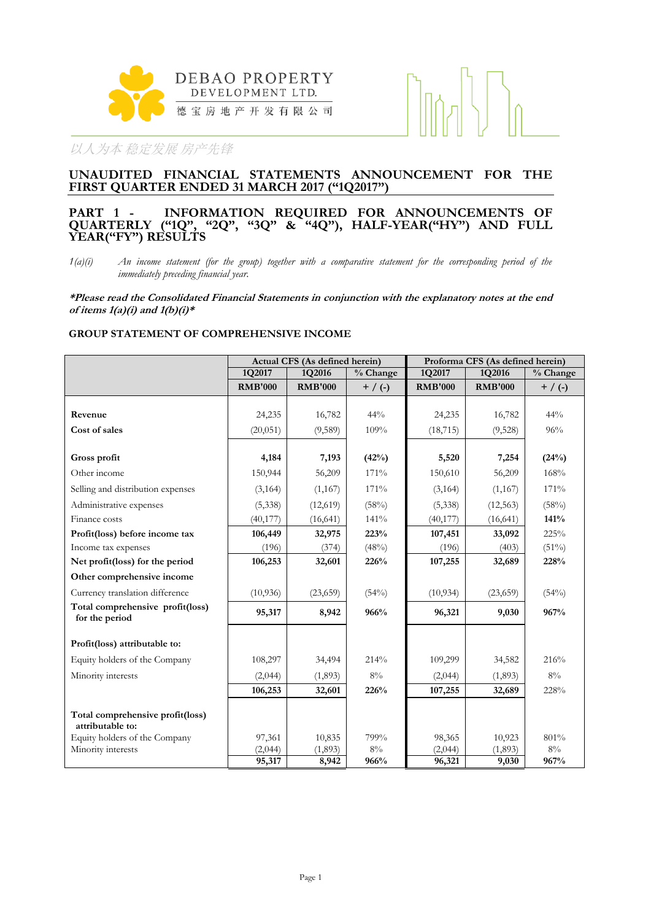DEBAO PROPERTY
DEVELOPMENT LTD.
德宝房地产开发有限公司

以人为本 稳定发展 房产先锋

## UNAUDITED FINANCIAL STATEMENTS ANNOUNCEMENT FOR THE FIRST QUARTER ENDED 31 MARCH 2017 ("1Q2017")

## PART 1 - INFORMATION REQUIRED FOR ANNOUNCEMENTS OF QUARTERLY ("1Q", "2Q", "3Q" & "4Q"), HALF-YEAR("HY") AND FULL YEAR("FY") RESULTS

*1(a)(i) An income statement (for the group) together with a comparative statement for the corresponding period of the immediately preceding financial year.*

***Please read the Consolidated Financial Statements in conjunction with the explanatory notes at the end of items 1(a)(i) and 1(b)(i)***

**GROUP STATEMENT OF COMPREHENSIVE INCOME**

| | Actual CFS (As defined herein) | | | Proforma CFS (As defined herein) | | |
|---|---|---|---|---|---|---|
| | 1Q2017 | 1Q2016 | % Change | 1Q2017 | 1Q2016 | % Change |
| | RMB'000 | RMB'000 | + / (-) | RMB'000 | RMB'000 | + / (-) |
| **Revenue** | 24,235 | 16,782 | 44% | 24,235 | 16,782 | 44% |
| **Cost of sales** | (20,051) | (9,589) | 109% | (18,715) | (9,528) | 96% |
| **Gross profit** | **4,184** | **7,193** | **(42%)** | **5,520** | **7,254** | **(24%)** |
| Other income | 150,944 | 56,209 | 171% | 150,610 | 56,209 | 168% |
| Selling and distribution expenses | (3,164) | (1,167) | 171% | (3,164) | (1,167) | 171% |
| Administrative expenses | (5,338) | (12,619) | (58%) | (5,338) | (12,563) | (58%) |
| Finance costs | (40,177) | (16,641) | 141% | (40,177) | (16,641) | **141%** |
| **Profit(loss) before income tax** | **106,449** | **32,975** | **223%** | **107,451** | **33,092** | 225% |
| Income tax expenses | (196) | (374) | (48%) | (196) | (403) | (51%) |
| **Net profit(loss) for the period** | **106,253** | **32,601** | **226%** | **107,255** | **32,689** | **228%** |
| **Other comprehensive income** | | | | | | |
| Currency translation difference | (10,936) | (23,659) | (54%) | (10,934) | (23,659) | (54%) |
| **Total comprehensive profit(loss) for the period** | **95,317** | **8,942** | **966%** | **96,321** | **9,030** | **967%** |
| **Profit(loss) attributable to:** | | | | | | |
| Equity holders of the Company | 108,297 | 34,494 | 214% | 109,299 | 34,582 | 216% |
| Minority interests | (2,044) | (1,893) | 8% | (2,044) | (1,893) | 8% |
| | **106,253** | **32,601** | **226%** | **107,255** | **32,689** | 228% |
| **Total comprehensive profit(loss) attributable to:** | | | | | | |
| Equity holders of the Company | 97,361 | 10,835 | 799% | 98,365 | 10,923 | 801% |
| Minority interests | (2,044) | (1,893) | 8% | (2,044) | (1,893) | 8% |
| | **95,317** | **8,942** | **966%** | **96,321** | **9,030** | **967%** |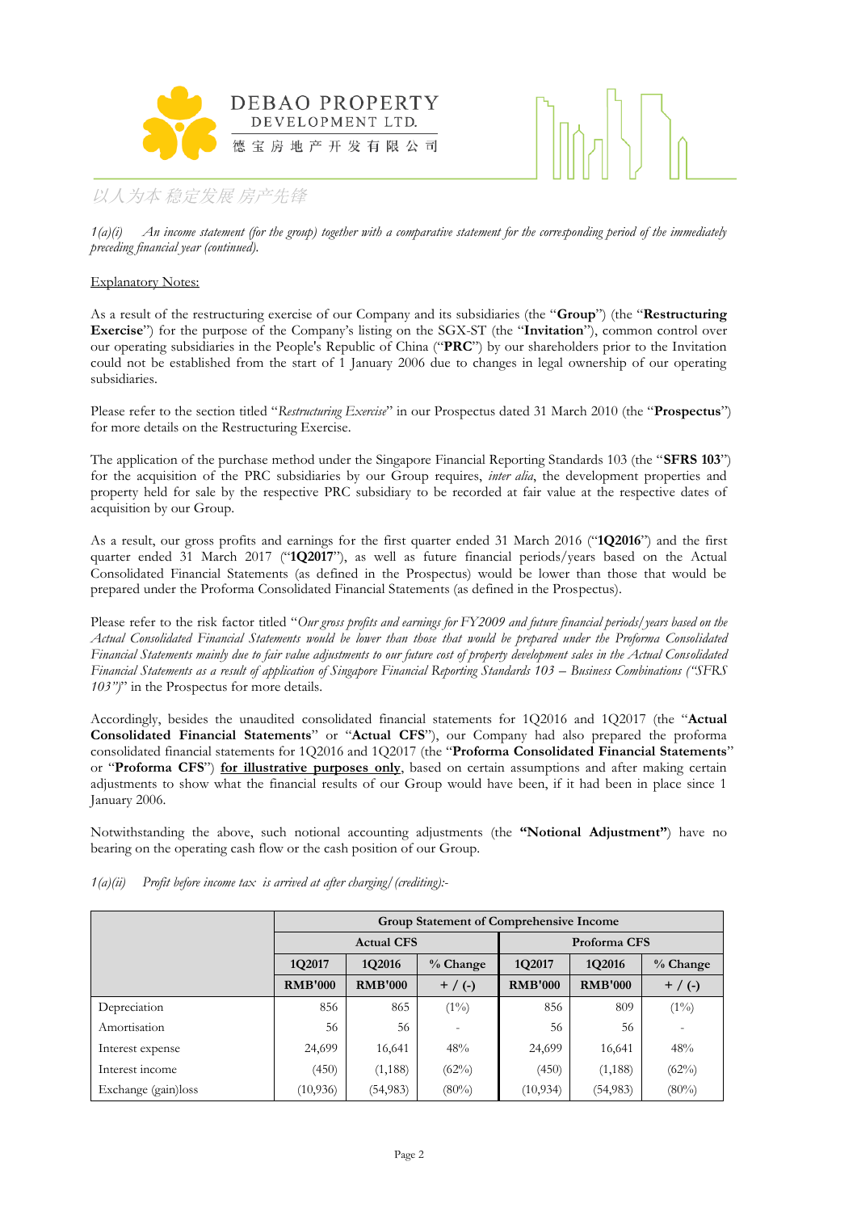*1(a)(i) An income statement (for the group) together with a comparative statement for the corresponding period of the immediately preceding financial year (continued).*

Explanatory Notes:

As a result of the restructuring exercise of our Company and its subsidiaries (the "**Group**") (the "**Restructuring Exercise**") for the purpose of the Company's listing on the SGX-ST (the "**Invitation**"), common control over our operating subsidiaries in the People's Republic of China ("**PRC**") by our shareholders prior to the Invitation could not be established from the start of 1 January 2006 due to changes in legal ownership of our operating subsidiaries.

Please refer to the section titled "*Restructuring Exercise*" in our Prospectus dated 31 March 2010 (the "**Prospectus**") for more details on the Restructuring Exercise.

The application of the purchase method under the Singapore Financial Reporting Standards 103 (the "**SFRS 103**") for the acquisition of the PRC subsidiaries by our Group requires, *inter alia*, the development properties and property held for sale by the respective PRC subsidiary to be recorded at fair value at the respective dates of acquisition by our Group.

As a result, our gross profits and earnings for the first quarter ended 31 March 2016 ("**1Q2016**") and the first quarter ended 31 March 2017 ("**1Q2017**"), as well as future financial periods/years based on the Actual Consolidated Financial Statements (as defined in the Prospectus) would be lower than those that would be prepared under the Proforma Consolidated Financial Statements (as defined in the Prospectus).

Please refer to the risk factor titled "*Our gross profits and earnings for FY2009 and future financial periods/years based on the Actual Consolidated Financial Statements would be lower than those that would be prepared under the Proforma Consolidated Financial Statements mainly due to fair value adjustments to our future cost of property development sales in the Actual Consolidated Financial Statements as a result of application of Singapore Financial Reporting Standards 103 – Business Combinations ("SFRS 103")*" in the Prospectus for more details.

Accordingly, besides the unaudited consolidated financial statements for 1Q2016 and 1Q2017 (the "**Actual Consolidated Financial Statements**" or "**Actual CFS**"), our Company had also prepared the proforma consolidated financial statements for 1Q2016 and 1Q2017 (the "**Proforma Consolidated Financial Statements**" or "**Proforma CFS**") **for illustrative purposes only**, based on certain assumptions and after making certain adjustments to show what the financial results of our Group would have been, if it had been in place since 1 January 2006.

Notwithstanding the above, such notional accounting adjustments (the **"Notional Adjustment"**) have no bearing on the operating cash flow or the cash position of our Group.

*1(a)(ii) Profit before income tax is arrived at after charging/(crediting):-*

| | Group Statement of Comprehensive Income | | | | | |
|---|---|---|---|---|---|---|
| | Actual CFS | | | Proforma CFS | | |
| | 1Q2017 | 1Q2016 | % Change | 1Q2017 | 1Q2016 | % Change |
| | RMB'000 | RMB'000 | + / (-) | RMB'000 | RMB'000 | + / (-) |
| Depreciation | 856 | 865 | (1%) | 856 | 809 | (1%) |
| Amortisation | 56 | 56 | - | 56 | 56 | - |
| Interest expense | 24,699 | 16,641 | 48% | 24,699 | 16,641 | 48% |
| Interest income | (450) | (1,188) | (62%) | (450) | (1,188) | (62%) |
| Exchange (gain)loss | (10,936) | (54,983) | (80%) | (10,934) | (54,983) | (80%) |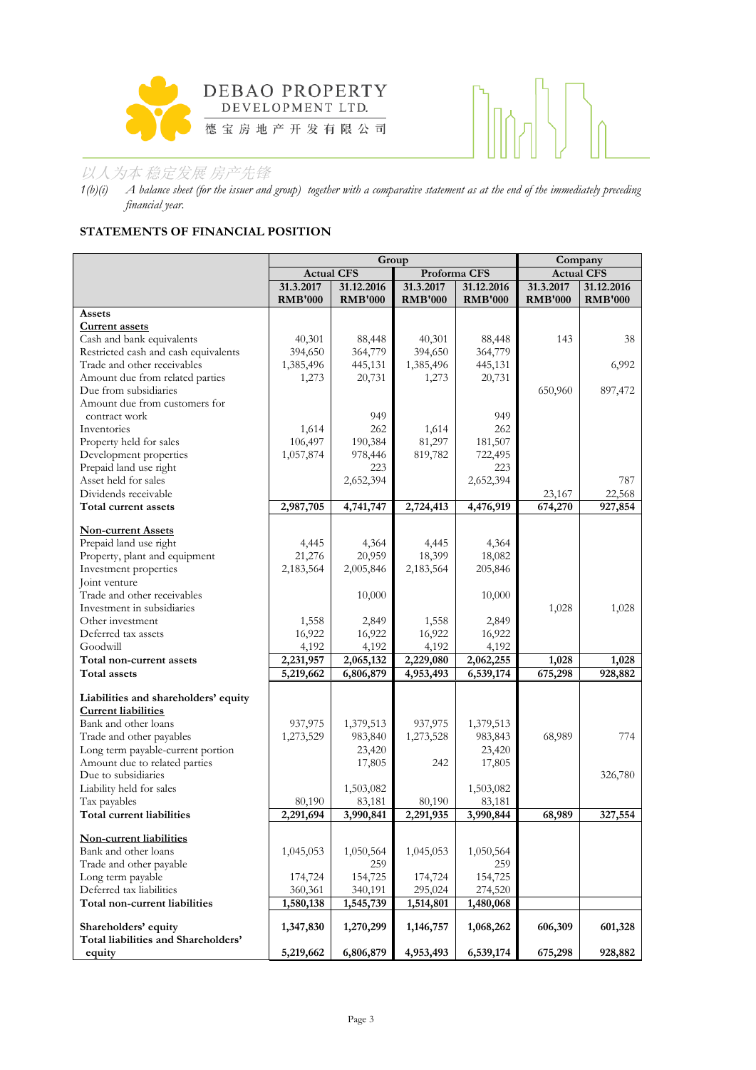1(b)(i) *A balance sheet (for the issuer and group) together with a comparative statement as at the end of the immediately preceding financial year.*

**STATEMENTS OF FINANCIAL POSITION**

| | Group | | | | Company | |
|---|---|---|---|---|---|---|
| | Actual CFS | | Proforma CFS | | Actual CFS | |
| | 31.3.2017 RMB'000 | 31.12.2016 RMB'000 | 31.3.2017 RMB'000 | 31.12.2016 RMB'000 | 31.3.2017 RMB'000 | 31.12.2016 RMB'000 |
| **Assets** | | | | | | |
| **Current assets** | | | | | | |
| Cash and bank equivalents | 40,301 | 88,448 | 40,301 | 88,448 | 143 | 38 |
| Restricted cash and cash equivalents | 394,650 | 364,779 | 394,650 | 364,779 | | |
| Trade and other receivables | 1,385,496 | 445,131 | 1,385,496 | 445,131 | | 6,992 |
| Amount due from related parties | 1,273 | 20,731 | 1,273 | 20,731 | | |
| Due from subsidiaries | | | | | 650,960 | 897,472 |
| Amount due from customers for contract work | | 949 | | 949 | | |
| Inventories | 1,614 | 262 | 1,614 | 262 | | |
| Property held for sales | 106,497 | 190,384 | 81,297 | 181,507 | | |
| Development properties | 1,057,874 | 978,446 | 819,782 | 722,495 | | |
| Prepaid land use right | | 223 | | 223 | | |
| Asset held for sales | | 2,652,394 | | 2,652,394 | | 787 |
| Dividends receivable | | | | | 23,167 | 22,568 |
| **Total current assets** | **2,987,705** | **4,741,747** | **2,724,413** | **4,476,919** | **674,270** | **927,854** |
| | | | | | | |
| **Non-current Assets** | | | | | | |
| Prepaid land use right | 4,445 | 4,364 | 4,445 | 4,364 | | |
| Property, plant and equipment | 21,276 | 20,959 | 18,399 | 18,082 | | |
| Investment properties | 2,183,564 | 2,005,846 | 2,183,564 | 205,846 | | |
| Joint venture | | | | | | |
| Trade and other receivables | | 10,000 | | 10,000 | | |
| Investment in subsidiaries | | | | | 1,028 | 1,028 |
| Other investment | 1,558 | 2,849 | 1,558 | 2,849 | | |
| Deferred tax assets | 16,922 | 16,922 | 16,922 | 16,922 | | |
| Goodwill | 4,192 | 4,192 | 4,192 | 4,192 | | |
| **Total non-current assets** | **2,231,957** | **2,065,132** | **2,229,080** | **2,062,255** | **1,028** | **1,028** |
| **Total assets** | **5,219,662** | **6,806,879** | **4,953,493** | **6,539,174** | **675,298** | **928,882** |
| | | | | | | |
| **Liabilities and shareholders' equity** | | | | | | |
| **Current liabilities** | | | | | | |
| Bank and other loans | 937,975 | 1,379,513 | 937,975 | 1,379,513 | | |
| Trade and other payables | 1,273,529 | 983,840 | 1,273,528 | 983,843 | 68,989 | 774 |
| Long term payable-current portion | | 23,420 | | 23,420 | | |
| Amount due to related parties | | 17,805 | 242 | 17,805 | | |
| Due to subsidiaries | | | | | | 326,780 |
| Liability held for sales | | 1,503,082 | | 1,503,082 | | |
| Tax payables | 80,190 | 83,181 | 80,190 | 83,181 | | |
| **Total current liabilities** | **2,291,694** | **3,990,841** | **2,291,935** | **3,990,844** | **68,989** | **327,554** |
| | | | | | | |
| **Non-current liabilities** | | | | | | |
| Bank and other loans | 1,045,053 | 1,050,564 | 1,045,053 | 1,050,564 | | |
| Trade and other payable | | 259 | | 259 | | |
| Long term payable | 174,724 | 154,725 | 174,724 | 154,725 | | |
| Deferred tax liabilities | 360,361 | 340,191 | 295,024 | 274,520 | | |
| **Total non-current liabilities** | **1,580,138** | **1,545,739** | **1,514,801** | **1,480,068** | | |
| | | | | | | |
| **Shareholders' equity** | **1,347,830** | **1,270,299** | **1,146,757** | **1,068,262** | **606,309** | **601,328** |
| **Total liabilities and Shareholders' equity** | **5,219,662** | **6,806,879** | **4,953,493** | **6,539,174** | **675,298** | **928,882** |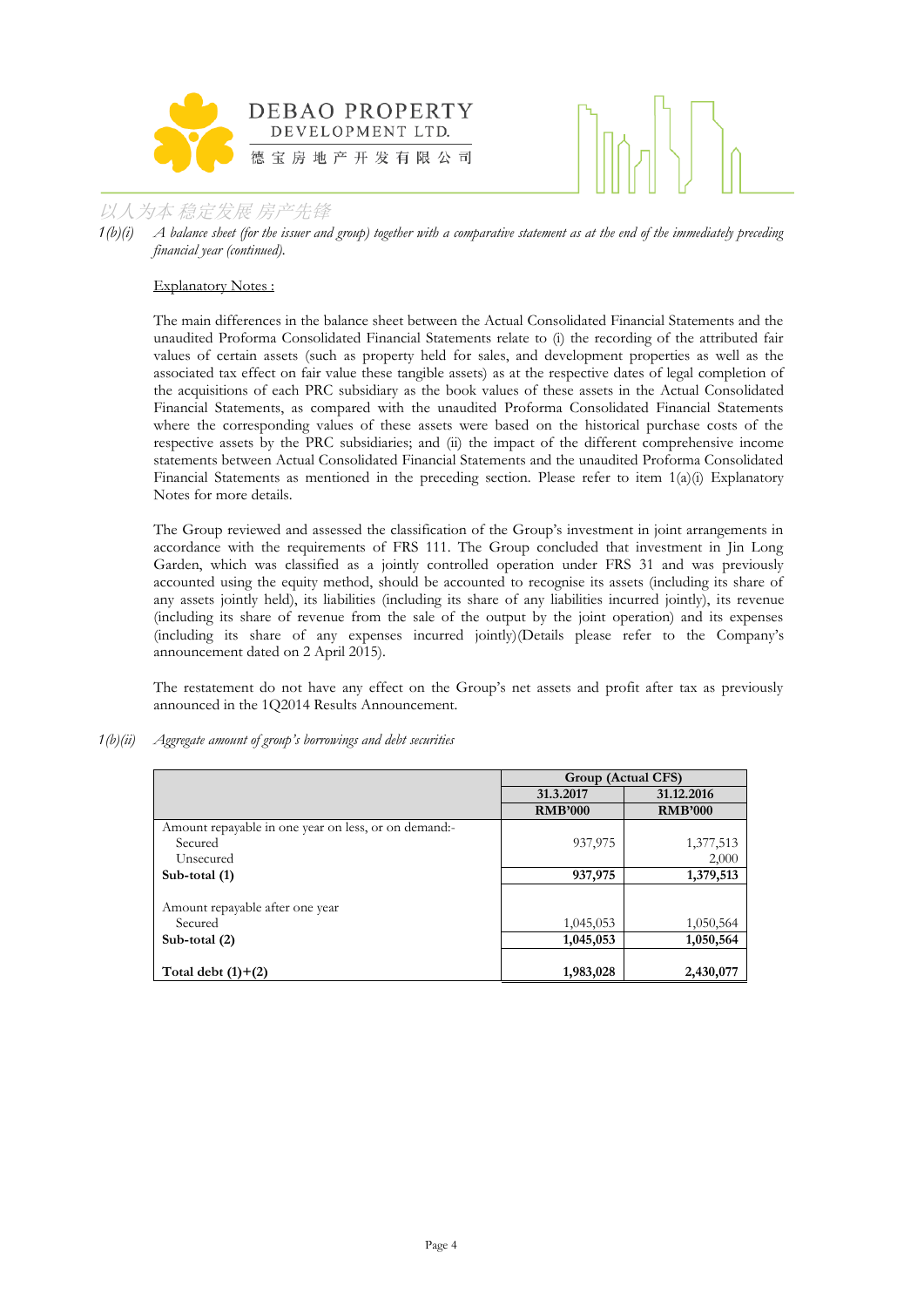1(b)(i) *A balance sheet (for the issuer and group) together with a comparative statement as at the end of the immediately preceding financial year (continued).*

Explanatory Notes :

The main differences in the balance sheet between the Actual Consolidated Financial Statements and the unaudited Proforma Consolidated Financial Statements relate to (i) the recording of the attributed fair values of certain assets (such as property held for sales, and development properties as well as the associated tax effect on fair value these tangible assets) as at the respective dates of legal completion of the acquisitions of each PRC subsidiary as the book values of these assets in the Actual Consolidated Financial Statements, as compared with the unaudited Proforma Consolidated Financial Statements where the corresponding values of these assets were based on the historical purchase costs of the respective assets by the PRC subsidiaries; and (ii) the impact of the different comprehensive income statements between Actual Consolidated Financial Statements and the unaudited Proforma Consolidated Financial Statements as mentioned in the preceding section. Please refer to item 1(a)(i) Explanatory Notes for more details.

The Group reviewed and assessed the classification of the Group's investment in joint arrangements in accordance with the requirements of FRS 111. The Group concluded that investment in Jin Long Garden, which was classified as a jointly controlled operation under FRS 31 and was previously accounted using the equity method, should be accounted to recognise its assets (including its share of any assets jointly held), its liabilities (including its share of any liabilities incurred jointly), its revenue (including its share of revenue from the sale of the output by the joint operation) and its expenses (including its share of any expenses incurred jointly)(Details please refer to the Company's announcement dated on 2 April 2015).

The restatement do not have any effect on the Group's net assets and profit after tax as previously announced in the 1Q2014 Results Announcement.

1(b)(ii) *Aggregate amount of group's borrowings and debt securities*

| | Group (Actual CFS) | |
|---|---|---|
| | **31.3.2017** | **31.12.2016** |
| | **RMB'000** | **RMB'000** |
| Amount repayable in one year on less, or on demand:- | | |
| Secured | 937,975 | 1,377,513 |
| Unsecured | | 2,000 |
| **Sub-total (1)** | **937,975** | **1,379,513** |
| Amount repayable after one year | | |
| Secured | 1,045,053 | 1,050,564 |
| **Sub-total (2)** | **1,045,053** | **1,050,564** |
| **Total debt (1)+(2)** | **1,983,028** | **2,430,077** |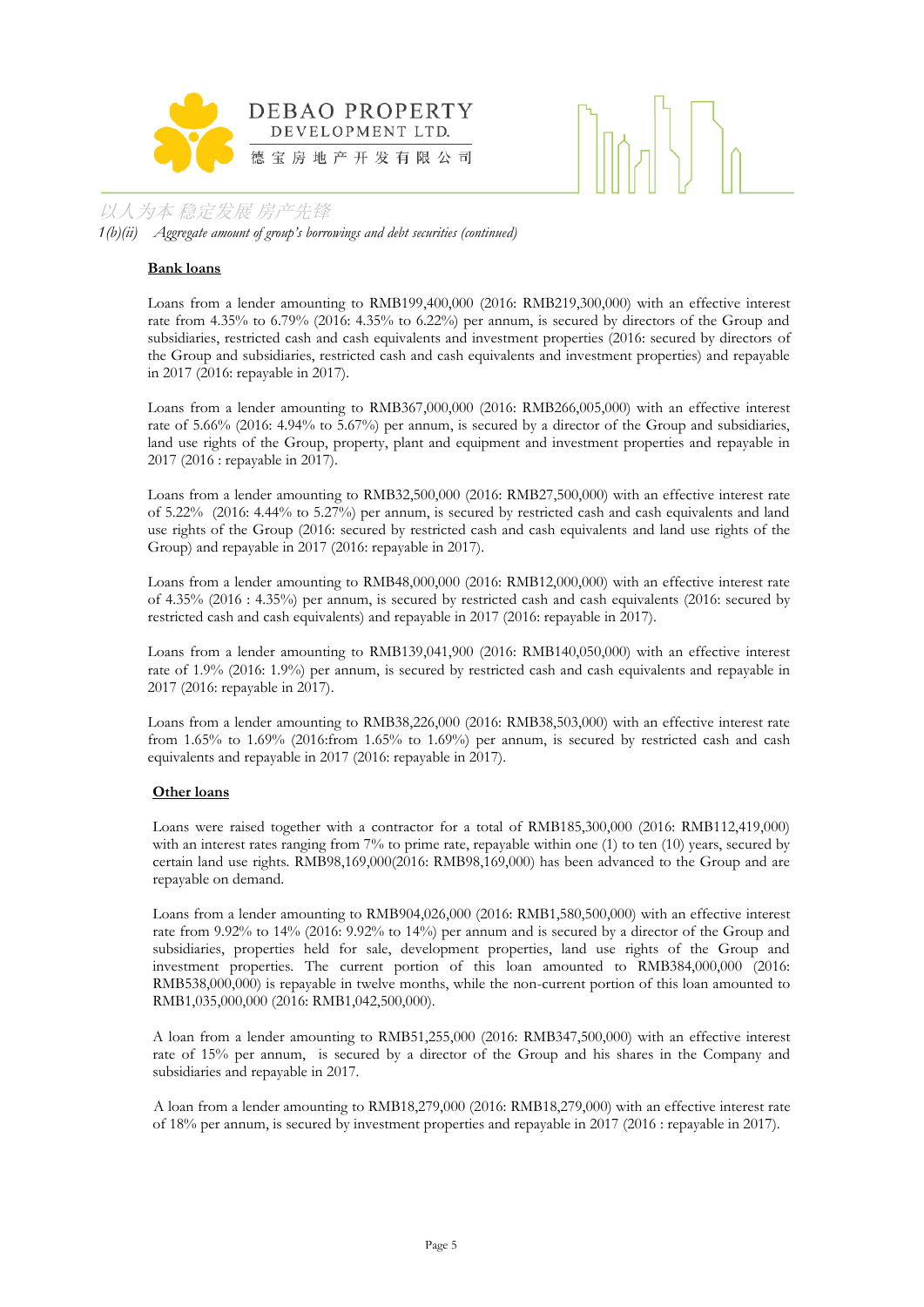*1(b)(ii) Aggregate amount of group's borrowings and debt securities (continued)*

**Bank loans**

Loans from a lender amounting to RMB199,400,000 (2016: RMB219,300,000) with an effective interest rate from 4.35% to 6.79% (2016: 4.35% to 6.22%) per annum, is secured by directors of the Group and subsidiaries, restricted cash and cash equivalents and investment properties (2016: secured by directors of the Group and subsidiaries, restricted cash and cash equivalents and investment properties) and repayable in 2017 (2016: repayable in 2017).

Loans from a lender amounting to RMB367,000,000 (2016: RMB266,005,000) with an effective interest rate of 5.66% (2016: 4.94% to 5.67%) per annum, is secured by a director of the Group and subsidiaries, land use rights of the Group, property, plant and equipment and investment properties and repayable in 2017 (2016 : repayable in 2017).

Loans from a lender amounting to RMB32,500,000 (2016: RMB27,500,000) with an effective interest rate of 5.22% (2016: 4.44% to 5.27%) per annum, is secured by restricted cash and cash equivalents and land use rights of the Group (2016: secured by restricted cash and cash equivalents and land use rights of the Group) and repayable in 2017 (2016: repayable in 2017).

Loans from a lender amounting to RMB48,000,000 (2016: RMB12,000,000) with an effective interest rate of 4.35% (2016 : 4.35%) per annum, is secured by restricted cash and cash equivalents (2016: secured by restricted cash and cash equivalents) and repayable in 2017 (2016: repayable in 2017).

Loans from a lender amounting to RMB139,041,900 (2016: RMB140,050,000) with an effective interest rate of 1.9% (2016: 1.9%) per annum, is secured by restricted cash and cash equivalents and repayable in 2017 (2016: repayable in 2017).

Loans from a lender amounting to RMB38,226,000 (2016: RMB38,503,000) with an effective interest rate from 1.65% to 1.69% (2016:from 1.65% to 1.69%) per annum, is secured by restricted cash and cash equivalents and repayable in 2017 (2016: repayable in 2017).

**Other loans**

Loans were raised together with a contractor for a total of RMB185,300,000 (2016: RMB112,419,000) with an interest rates ranging from 7% to prime rate, repayable within one (1) to ten (10) years, secured by certain land use rights. RMB98,169,000(2016: RMB98,169,000) has been advanced to the Group and are repayable on demand.

Loans from a lender amounting to RMB904,026,000 (2016: RMB1,580,500,000) with an effective interest rate from 9.92% to 14% (2016: 9.92% to 14%) per annum and is secured by a director of the Group and subsidiaries, properties held for sale, development properties, land use rights of the Group and investment properties. The current portion of this loan amounted to RMB384,000,000 (2016: RMB538,000,000) is repayable in twelve months, while the non-current portion of this loan amounted to RMB1,035,000,000 (2016: RMB1,042,500,000).

A loan from a lender amounting to RMB51,255,000 (2016: RMB347,500,000) with an effective interest rate of 15% per annum, is secured by a director of the Group and his shares in the Company and subsidiaries and repayable in 2017.

A loan from a lender amounting to RMB18,279,000 (2016: RMB18,279,000) with an effective interest rate of 18% per annum, is secured by investment properties and repayable in 2017 (2016 : repayable in 2017).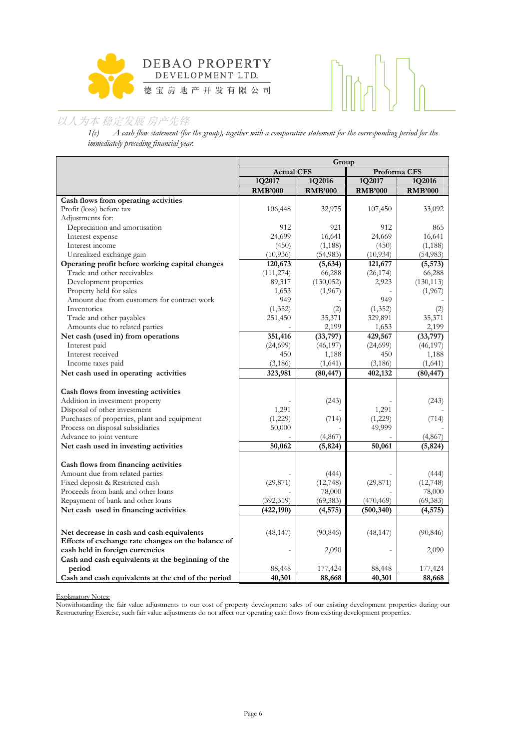1(c) *A cash flow statement (for the group), together with a comparative statement for the corresponding period for the immediately preceding financial year.*

| | Group | | | |
|---|---|---|---|---|
| | Actual CFS | | Proforma CFS | |
| | 1Q2017 | 1Q2016 | 1Q2017 | 1Q2016 |
| | RMB'000 | RMB'000 | RMB'000 | RMB'000 |
| **Cash flows from operating activities** | | | | |
| Profit (loss) before tax | 106,448 | 32,975 | 107,450 | 33,092 |
| Adjustments for: | | | | |
| Depreciation and amortisation | 912 | 921 | 912 | 865 |
| Interest expense | 24,699 | 16,641 | 24,669 | 16,641 |
| Interest income | (450) | (1,188) | (450) | (1,188) |
| Unrealized exchange gain | (10,936) | (54,983) | (10,934) | (54,983) |
| **Operating profit before working capital changes** | **120,673** | **(5,634)** | **121,677** | **(5,573)** |
| Trade and other receivables | (111,274) | 66,288 | (26,174) | 66,288 |
| Development properties | 89,317 | (130,052) | 2,923 | (130,113) |
| Property held for sales | 1,653 | (1,967) | - | (1,967) |
| Amount due from customers for contract work | 949 | - | 949 | - |
| Inventories | (1,352) | (2) | (1,352) | (2) |
| Trade and other payables | 251,450 | 35,371 | 329,891 | 35,371 |
| Amounts due to related parties | - | 2,199 | 1,653 | 2,199 |
| **Net cash (used in) from operations** | **351,416** | **(33,797)** | **429,567** | **(33,797)** |
| Interest paid | (24,699) | (46,197) | (24,699) | (46,197) |
| Interest received | 450 | 1,188 | 450 | 1,188 |
| Income taxes paid | (3,186) | (1,641) | (3,186) | (1,641) |
| **Net cash used in operating activities** | **323,981** | **(80,447)** | **402,132** | **(80,447)** |
| | | | | |
| **Cash flows from investing activities** | | | | |
| Addition in investment property | - | (243) | - | (243) |
| Disposal of other investment | 1,291 | - | 1,291 | - |
| Purchases of properties, plant and equipment | (1,229) | (714) | (1,229) | (714) |
| Process on disposal subsidiaries | 50,000 | - | 49,999 | - |
| Advance to joint venture | - | (4,867) | - | (4,867) |
| **Net cash used in investing activities** | **50,062** | **(5,824)** | **50,061** | **(5,824)** |
| | | | | |
| **Cash flows from financing activities** | | | | |
| Amount due from related parties | - | (444) | - | (444) |
| Fixed deposit & Restricted cash | (29,871) | (12,748) | (29,871) | (12,748) |
| Proceeds from bank and other loans | - | 78,000 | - | 78,000 |
| Repayment of bank and other loans | (392,319) | (69,383) | (470,469) | (69,383) |
| **Net cash used in financing activities** | **(422,190)** | **(4,575)** | **(500,340)** | **(4,575)** |
| | | | | |
| **Net decrease in cash and cash equivalents** | (48,147) | (90,846) | (48,147) | (90,846) |
| **Effects of exchange rate changes on the balance of cash held in foreign currencies** | - | 2,090 | - | 2,090 |
| **Cash and cash equivalents at the beginning of the period** | 88,448 | 177,424 | 88,448 | 177,424 |
| **Cash and cash equivalents at the end of the period** | **40,301** | **88,668** | **40,301** | **88,668** |

Explanatory Notes:

Notwithstanding the fair value adjustments to our cost of property development sales of our existing development properties during our Restructuring Exercise, such fair value adjustments do not affect our operating cash flows from existing development properties.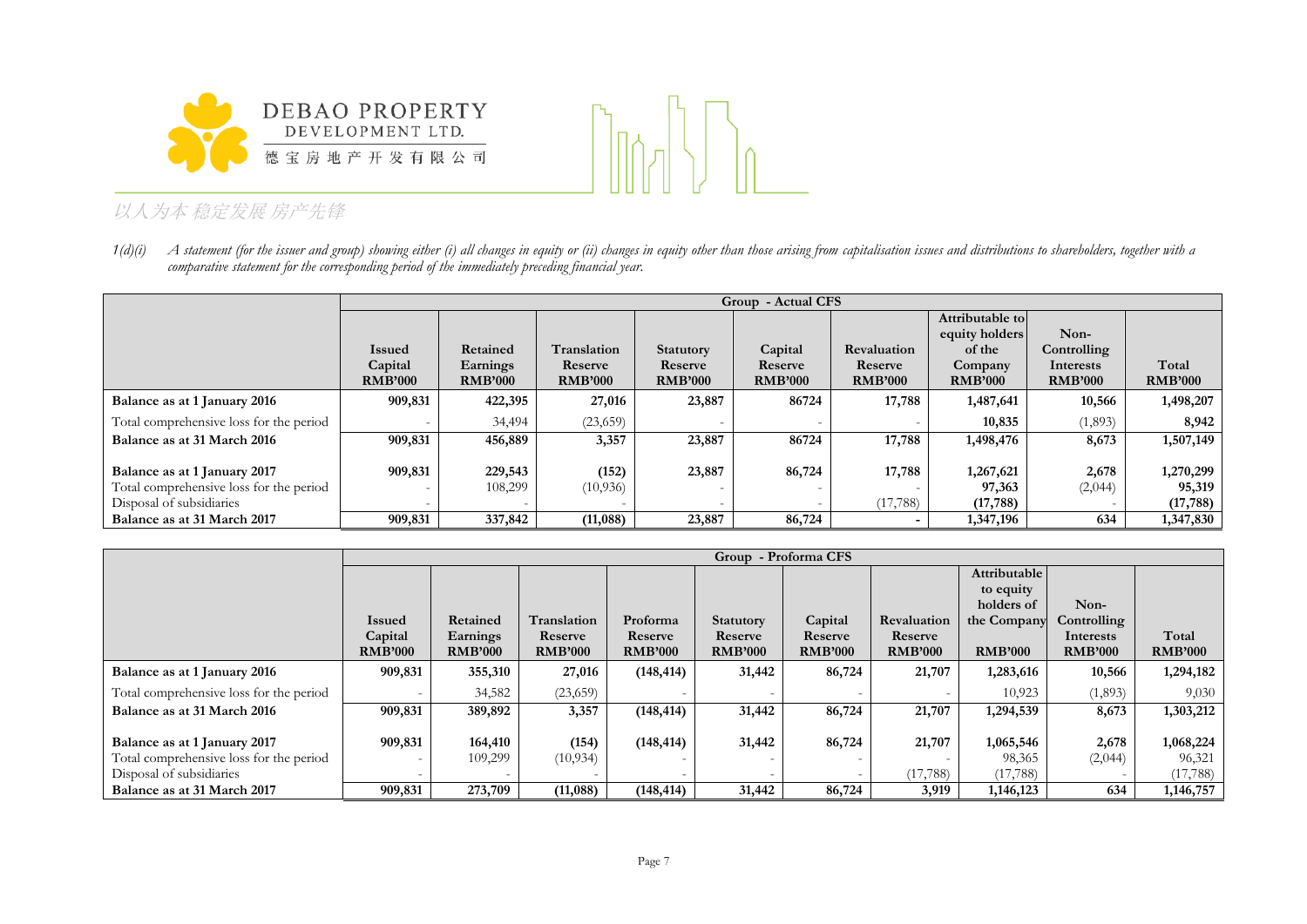1(d)(i) *A statement (for the issuer and group) showing either (i) all changes in equity or (ii) changes in equity other than those arising from capitalisation issues and distributions to shareholders, together with a comparative statement for the corresponding period of the immediately preceding financial year.*

| | Group - Actual CFS | | | | | | | | |
|---|---|---|---|---|---|---|---|---|---|
| | Issued Capital RMB'000 | Retained Earnings RMB'000 | Translation Reserve RMB'000 | Statutory Reserve RMB'000 | Capital Reserve RMB'000 | Revaluation Reserve RMB'000 | Attributable to equity holders of the Company RMB'000 | Non-Controlling Interests RMB'000 | Total RMB'000 |
| **Balance as at 1 January 2016** | **909,831** | **422,395** | **27,016** | **23,887** | **86724** | **17,788** | **1,487,641** | **10,566** | **1,498,207** |
| Total comprehensive loss for the period | - | 34,494 | (23,659) | - | - | - | **10,835** | (1,893) | **8,942** |
| **Balance as at 31 March 2016** | **909,831** | **456,889** | **3,357** | **23,887** | **86724** | **17,788** | **1,498,476** | **8,673** | **1,507,149** |
| **Balance as at 1 January 2017** | **909,831** | **229,543** | **(152)** | **23,887** | **86,724** | **17,788** | **1,267,621** | **2,678** | **1,270,299** |
| Total comprehensive loss for the period | - | 108,299 | (10,936) | - | - | - | **97,363** | (2,044) | **95,319** |
| Disposal of subsidiaries | - | - | - | - | - | (17,788) | **(17,788)** | - | **(17,788)** |
| **Balance as at 31 March 2017** | **909,831** | **337,842** | **(11,088)** | **23,887** | **86,724** | **-** | **1,347,196** | **634** | **1,347,830** |

| | Group - Proforma CFS | | | | | | | | | |
|---|---|---|---|---|---|---|---|---|---|---|
| | Issued Capital RMB'000 | Retained Earnings RMB'000 | Translation Reserve RMB'000 | Proforma Reserve RMB'000 | Statutory Reserve RMB'000 | Capital Reserve RMB'000 | Revaluation Reserve RMB'000 | Attributable to equity holders of the Company RMB'000 | Non-Controlling Interests RMB'000 | Total RMB'000 |
| **Balance as at 1 January 2016** | **909,831** | **355,310** | **27,016** | **(148,414)** | **31,442** | **86,724** | **21,707** | **1,283,616** | **10,566** | **1,294,182** |
| Total comprehensive loss for the period | - | 34,582 | (23,659) | - | - | - | - | 10,923 | (1,893) | 9,030 |
| **Balance as at 31 March 2016** | **909,831** | **389,892** | **3,357** | **(148,414)** | **31,442** | **86,724** | **21,707** | **1,294,539** | **8,673** | **1,303,212** |
| **Balance as at 1 January 2017** | **909,831** | **164,410** | **(154)** | **(148,414)** | **31,442** | **86,724** | **21,707** | **1,065,546** | **2,678** | **1,068,224** |
| Total comprehensive loss for the period | - | 109,299 | (10,934) | - | - | - | - | 98,365 | (2,044) | 96,321 |
| Disposal of subsidiaries | - | - | - | - | - | - | (17,788) | (17,788) | - | (17,788) |
| **Balance as at 31 March 2017** | **909,831** | **273,709** | **(11,088)** | **(148,414)** | **31,442** | **86,724** | **3,919** | **1,146,123** | **634** | **1,146,757** |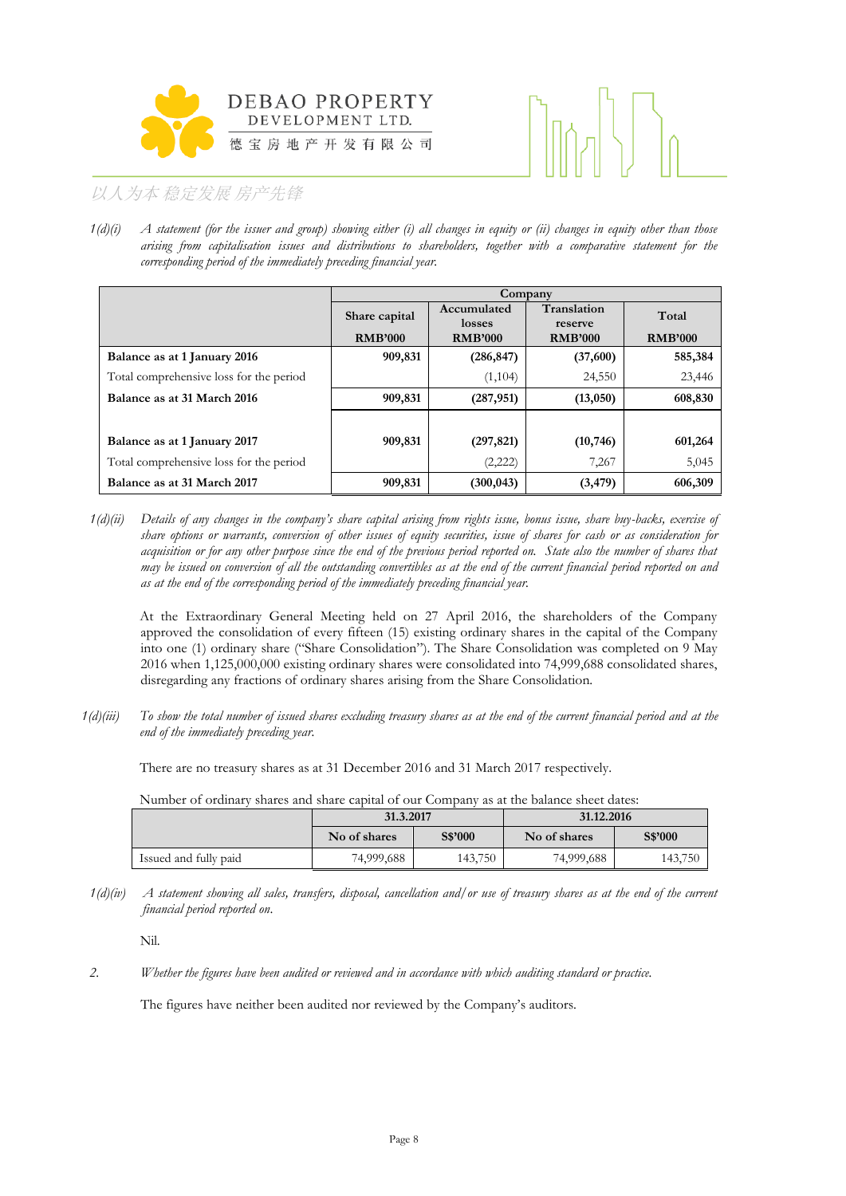1(d)(i) *A statement (for the issuer and group) showing either (i) all changes in equity or (ii) changes in equity other than those arising from capitalisation issues and distributions to shareholders, together with a comparative statement for the corresponding period of the immediately preceding financial year.*

| | Company | | | |
|---|---|---|---|---|
| | Share capital RMB'000 | Accumulated losses RMB'000 | Translation reserve RMB'000 | Total RMB'000 |
| **Balance as at 1 January 2016** | **909,831** | **(286,847)** | **(37,600)** | **585,384** |
| Total comprehensive loss for the period | | (1,104) | 24,550 | 23,446 |
| **Balance as at 31 March 2016** | **909,831** | **(287,951)** | **(13,050)** | **608,830** |
| | | | | |
| **Balance as at 1 January 2017** | **909,831** | **(297,821)** | **(10,746)** | **601,264** |
| Total comprehensive loss for the period | | (2,222) | 7,267 | 5,045 |
| **Balance as at 31 March 2017** | **909,831** | **(300,043)** | **(3,479)** | **606,309** |

1(d)(ii) *Details of any changes in the company's share capital arising from rights issue, bonus issue, share buy-backs, exercise of share options or warrants, conversion of other issues of equity securities, issue of shares for cash or as consideration for acquisition or for any other purpose since the end of the previous period reported on. State also the number of shares that may be issued on conversion of all the outstanding convertibles as at the end of the current financial period reported on and as at the end of the corresponding period of the immediately preceding financial year.*

At the Extraordinary General Meeting held on 27 April 2016, the shareholders of the Company approved the consolidation of every fifteen (15) existing ordinary shares in the capital of the Company into one (1) ordinary share ("Share Consolidation"). The Share Consolidation was completed on 9 May 2016 when 1,125,000,000 existing ordinary shares were consolidated into 74,999,688 consolidated shares, disregarding any fractions of ordinary shares arising from the Share Consolidation.

1(d)(iii) *To show the total number of issued shares excluding treasury shares as at the end of the current financial period and at the end of the immediately preceding year.*

There are no treasury shares as at 31 December 2016 and 31 March 2017 respectively.

Number of ordinary shares and share capital of our Company as at the balance sheet dates:

| | 31.3.2017 | | 31.12.2016 | |
|---|---|---|---|---|
| | No of shares | S$'000 | No of shares | S$'000 |
| Issued and fully paid | 74,999,688 | 143,750 | 74,999,688 | 143,750 |

1(d)(iv) *A statement showing all sales, transfers, disposal, cancellation and/or use of treasury shares as at the end of the current financial period reported on.*

Nil.

2. *Whether the figures have been audited or reviewed and in accordance with which auditing standard or practice.*

The figures have neither been audited nor reviewed by the Company's auditors.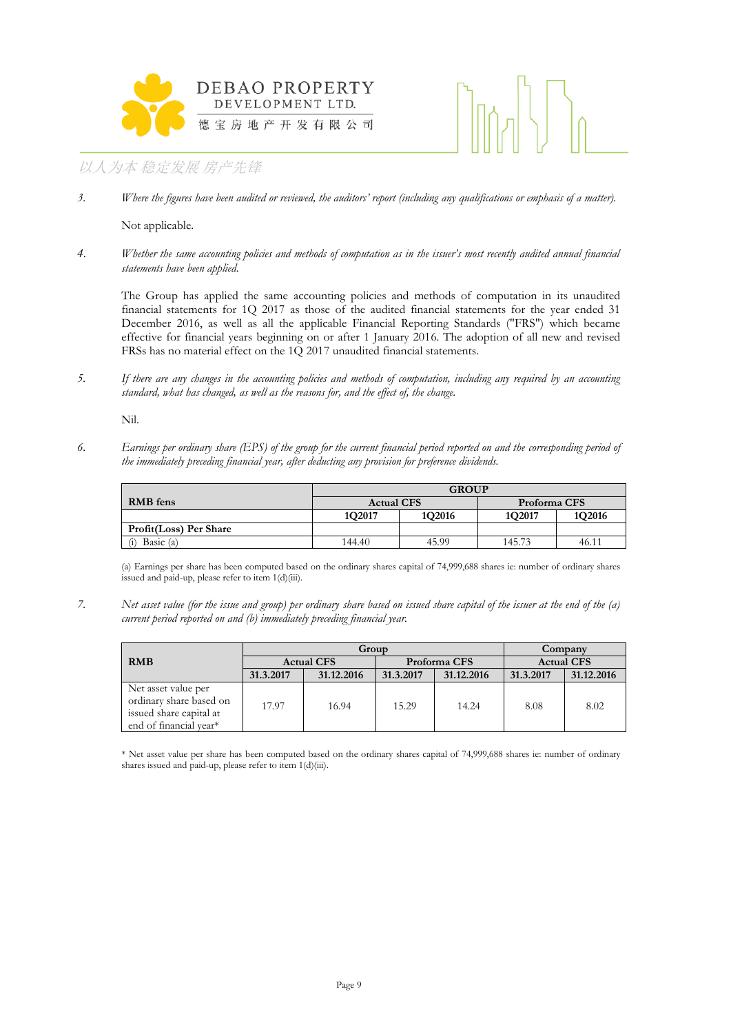3. *Where the figures have been audited or reviewed, the auditors' report (including any qualifications or emphasis of a matter).*

Not applicable.

4. *Whether the same accounting policies and methods of computation as in the issuer's most recently audited annual financial statements have been applied.*

The Group has applied the same accounting policies and methods of computation in its unaudited financial statements for 1Q 2017 as those of the audited financial statements for the year ended 31 December 2016, as well as all the applicable Financial Reporting Standards ("FRS") which became effective for financial years beginning on or after 1 January 2016. The adoption of all new and revised FRSs has no material effect on the 1Q 2017 unaudited financial statements.

5. *If there are any changes in the accounting policies and methods of computation, including any required by an accounting standard, what has changed, as well as the reasons for, and the effect of, the change.*

Nil.

6. *Earnings per ordinary share (EPS) of the group for the current financial period reported on and the corresponding period of the immediately preceding financial year, after deducting any provision for preference dividends.*

| RMB fens | GROUP | | | |
|---|---|---|---|---|
| | Actual CFS | | Proforma CFS | |
| | 1Q2017 | 1Q2016 | 1Q2017 | 1Q2016 |
| **Profit(Loss) Per Share** | | | | |
| (i) Basic (a) | 144.40 | 45.99 | 145.73 | 46.11 |

(a) Earnings per share has been computed based on the ordinary shares capital of 74,999,688 shares ie: number of ordinary shares issued and paid-up, please refer to item 1(d)(iii).

7. *Net asset value (for the issue and group) per ordinary share based on issued share capital of the issuer at the end of the (a) current period reported on and (b) immediately preceding financial year.*

| RMB | Group | | | | Company | |
|---|---|---|---|---|---|---|
| | Actual CFS | | Proforma CFS | | Actual CFS | |
| | 31.3.2017 | 31.12.2016 | 31.3.2017 | 31.12.2016 | 31.3.2017 | 31.12.2016 |
| Net asset value per ordinary share based on issued share capital at end of financial year* | 17.97 | 16.94 | 15.29 | 14.24 | 8.08 | 8.02 |

* Net asset value per share has been computed based on the ordinary shares capital of 74,999,688 shares ie: number of ordinary shares issued and paid-up, please refer to item 1(d)(iii).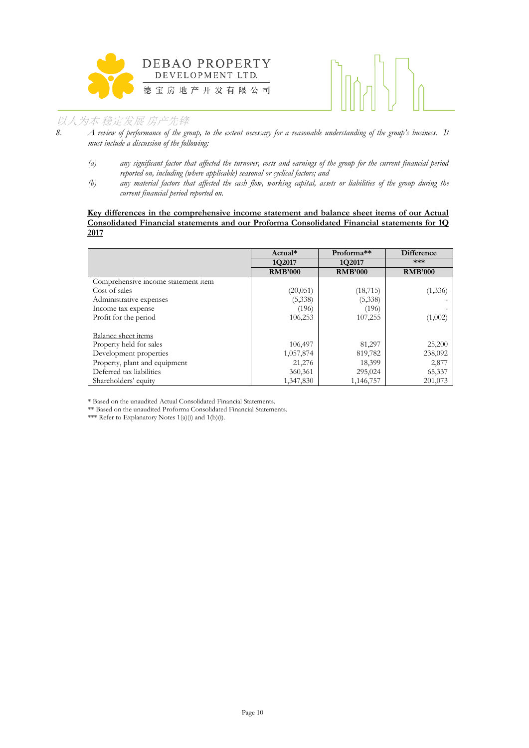8. *A review of performance of the group, to the extent necessary for a reasonable understanding of the group's business. It must include a discussion of the following:*

   *(a) any significant factor that affected the turnover, costs and earnings of the group for the current financial period reported on, including (where applicable) seasonal or cyclical factors; and*

   *(b) any material factors that affected the cash flow, working capital, assets or liabilities of the group during the current financial period reported on.*

**Key differences in the comprehensive income statement and balance sheet items of our Actual Consolidated Financial statements and our Proforma Consolidated Financial statements for 1Q 2017**

| | Actual* | Proforma** | Difference |
|---|---|---|---|
| | 1Q2017 | 1Q2017 | *** |
| | RMB'000 | RMB'000 | RMB'000 |
| Comprehensive income statement item | | | |
| Cost of sales | (20,051) | (18,715) | (1,336) |
| Administrative expenses | (5,338) | (5,338) | - |
| Income tax expense | (196) | (196) | - |
| Profit for the period | 106,253 | 107,255 | (1,002) |
| | | | |
| Balance sheet items | | | |
| Property held for sales | 106,497 | 81,297 | 25,200 |
| Development properties | 1,057,874 | 819,782 | 238,092 |
| Property, plant and equipment | 21,276 | 18,399 | 2,877 |
| Deferred tax liabilities | 360,361 | 295,024 | 65,337 |
| Shareholders' equity | 1,347,830 | 1,146,757 | 201,073 |

\* Based on the unaudited Actual Consolidated Financial Statements.

\** Based on the unaudited Proforma Consolidated Financial Statements.

\*** Refer to Explanatory Notes 1(a)(i) and 1(b)(i).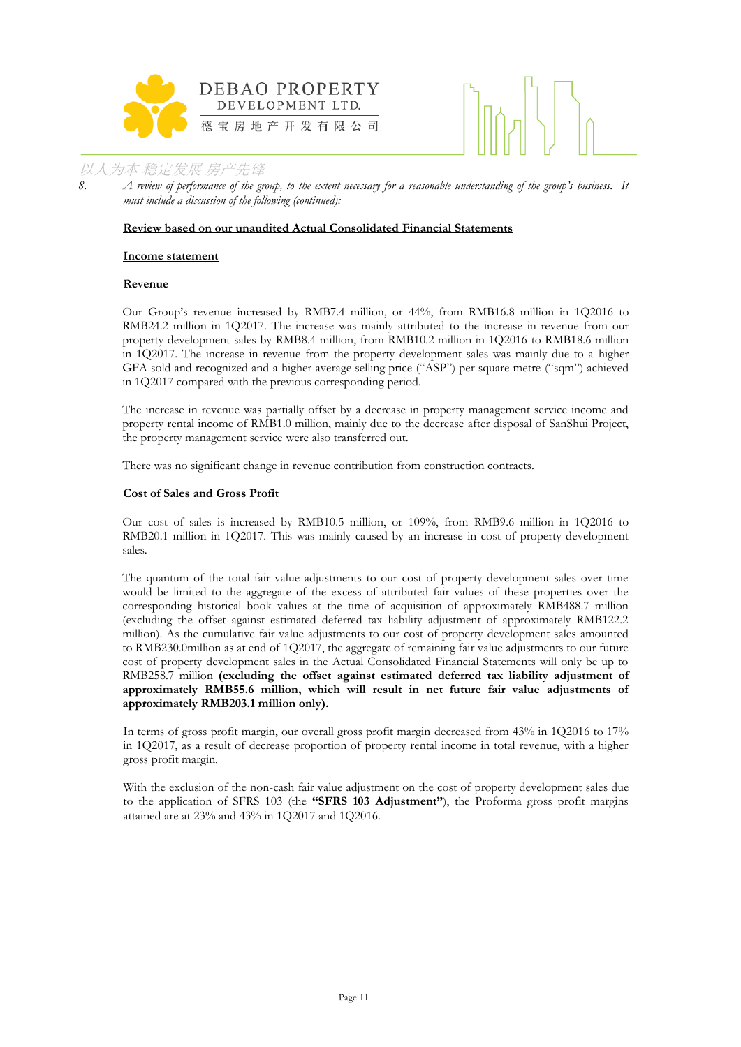8. *A review of performance of the group, to the extent necessary for a reasonable understanding of the group's business. It must include a discussion of the following (continued):*

**<u>Review based on our unaudited Actual Consolidated Financial Statements</u>**

**<u>Income statement</u>**

**Revenue**

Our Group's revenue increased by RMB7.4 million, or 44%, from RMB16.8 million in 1Q2016 to RMB24.2 million in 1Q2017. The increase was mainly attributed to the increase in revenue from our property development sales by RMB8.4 million, from RMB10.2 million in 1Q2016 to RMB18.6 million in 1Q2017. The increase in revenue from the property development sales was mainly due to a higher GFA sold and recognized and a higher average selling price ("ASP") per square metre ("sqm") achieved in 1Q2017 compared with the previous corresponding period.

The increase in revenue was partially offset by a decrease in property management service income and property rental income of RMB1.0 million, mainly due to the decrease after disposal of SanShui Project, the property management service were also transferred out.

There was no significant change in revenue contribution from construction contracts.

**Cost of Sales and Gross Profit**

Our cost of sales is increased by RMB10.5 million, or 109%, from RMB9.6 million in 1Q2016 to RMB20.1 million in 1Q2017. This was mainly caused by an increase in cost of property development sales.

The quantum of the total fair value adjustments to our cost of property development sales over time would be limited to the aggregate of the excess of attributed fair values of these properties over the corresponding historical book values at the time of acquisition of approximately RMB488.7 million (excluding the offset against estimated deferred tax liability adjustment of approximately RMB122.2 million). As the cumulative fair value adjustments to our cost of property development sales amounted to RMB230.0million as at end of 1Q2017, the aggregate of remaining fair value adjustments to our future cost of property development sales in the Actual Consolidated Financial Statements will only be up to RMB258.7 million **(excluding the offset against estimated deferred tax liability adjustment of approximately RMB55.6 million, which will result in net future fair value adjustments of approximately RMB203.1 million only).**

In terms of gross profit margin, our overall gross profit margin decreased from 43% in 1Q2016 to 17% in 1Q2017, as a result of decrease proportion of property rental income in total revenue, with a higher gross profit margin.

With the exclusion of the non-cash fair value adjustment on the cost of property development sales due to the application of SFRS 103 (the **"SFRS 103 Adjustment"**), the Proforma gross profit margins attained are at 23% and 43% in 1Q2017 and 1Q2016.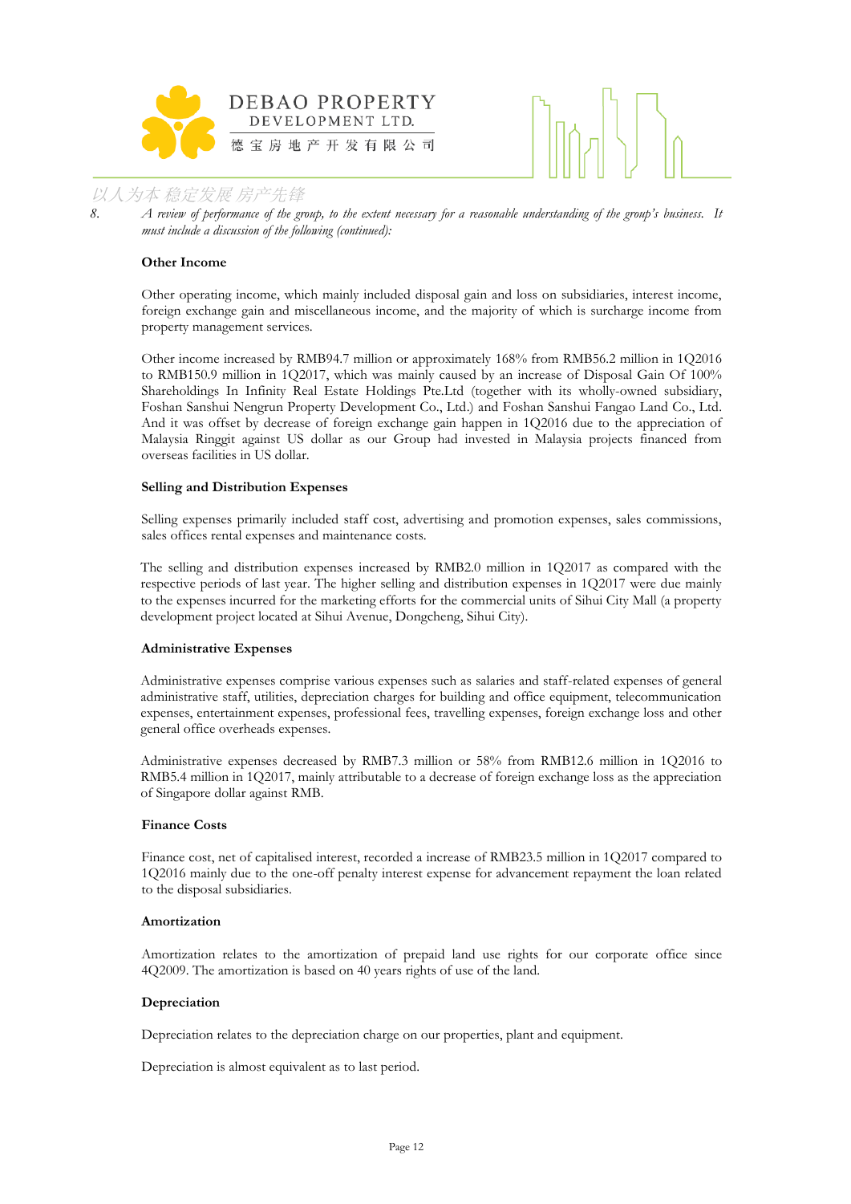8. *A review of performance of the group, to the extent necessary for a reasonable understanding of the group's business. It must include a discussion of the following (continued):*

**Other Income**

Other operating income, which mainly included disposal gain and loss on subsidiaries, interest income, foreign exchange gain and miscellaneous income, and the majority of which is surcharge income from property management services.

Other income increased by RMB94.7 million or approximately 168% from RMB56.2 million in 1Q2016 to RMB150.9 million in 1Q2017, which was mainly caused by an increase of Disposal Gain Of 100% Shareholdings In Infinity Real Estate Holdings Pte.Ltd (together with its wholly-owned subsidiary, Foshan Sanshui Nengrun Property Development Co., Ltd.) and Foshan Sanshui Fangao Land Co., Ltd. And it was offset by decrease of foreign exchange gain happen in 1Q2016 due to the appreciation of Malaysia Ringgit against US dollar as our Group had invested in Malaysia projects financed from overseas facilities in US dollar.

**Selling and Distribution Expenses**

Selling expenses primarily included staff cost, advertising and promotion expenses, sales commissions, sales offices rental expenses and maintenance costs.

The selling and distribution expenses increased by RMB2.0 million in 1Q2017 as compared with the respective periods of last year. The higher selling and distribution expenses in 1Q2017 were due mainly to the expenses incurred for the marketing efforts for the commercial units of Sihui City Mall (a property development project located at Sihui Avenue, Dongcheng, Sihui City).

**Administrative Expenses**

Administrative expenses comprise various expenses such as salaries and staff-related expenses of general administrative staff, utilities, depreciation charges for building and office equipment, telecommunication expenses, entertainment expenses, professional fees, travelling expenses, foreign exchange loss and other general office overheads expenses.

Administrative expenses decreased by RMB7.3 million or 58% from RMB12.6 million in 1Q2016 to RMB5.4 million in 1Q2017, mainly attributable to a decrease of foreign exchange loss as the appreciation of Singapore dollar against RMB.

**Finance Costs**

Finance cost, net of capitalised interest, recorded a increase of RMB23.5 million in 1Q2017 compared to 1Q2016 mainly due to the one-off penalty interest expense for advancement repayment the loan related to the disposal subsidiaries.

**Amortization**

Amortization relates to the amortization of prepaid land use rights for our corporate office since 4Q2009. The amortization is based on 40 years rights of use of the land.

**Depreciation**

Depreciation relates to the depreciation charge on our properties, plant and equipment.

Depreciation is almost equivalent as to last period.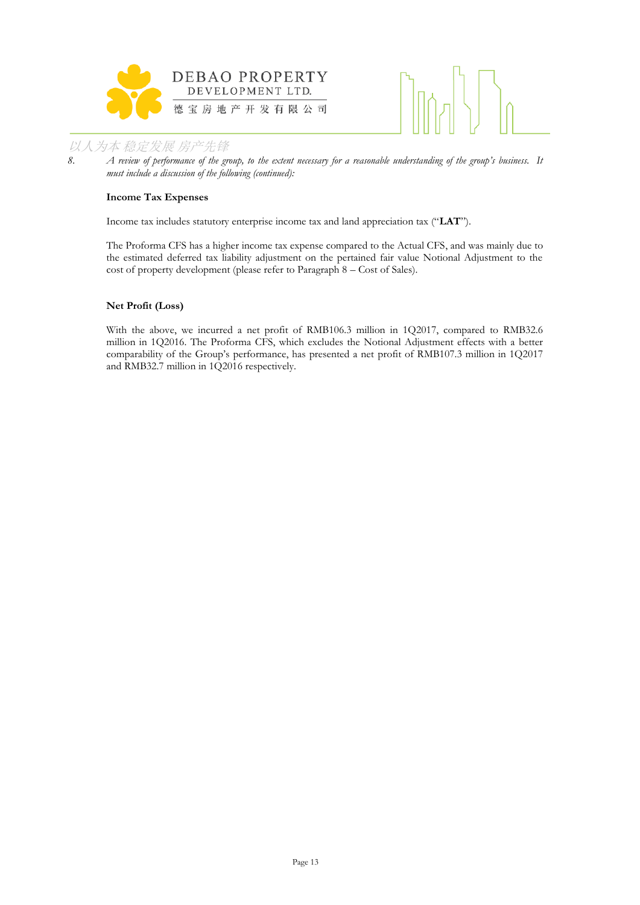8. *A review of performance of the group, to the extent necessary for a reasonable understanding of the group's business. It must include a discussion of the following (continued):*

**Income Tax Expenses**

Income tax includes statutory enterprise income tax and land appreciation tax ("**LAT**").

The Proforma CFS has a higher income tax expense compared to the Actual CFS, and was mainly due to the estimated deferred tax liability adjustment on the pertained fair value Notional Adjustment to the cost of property development (please refer to Paragraph 8 – Cost of Sales).

**Net Profit (Loss)**

With the above, we incurred a net profit of RMB106.3 million in 1Q2017, compared to RMB32.6 million in 1Q2016. The Proforma CFS, which excludes the Notional Adjustment effects with a better comparability of the Group's performance, has presented a net profit of RMB107.3 million in 1Q2017 and RMB32.7 million in 1Q2016 respectively.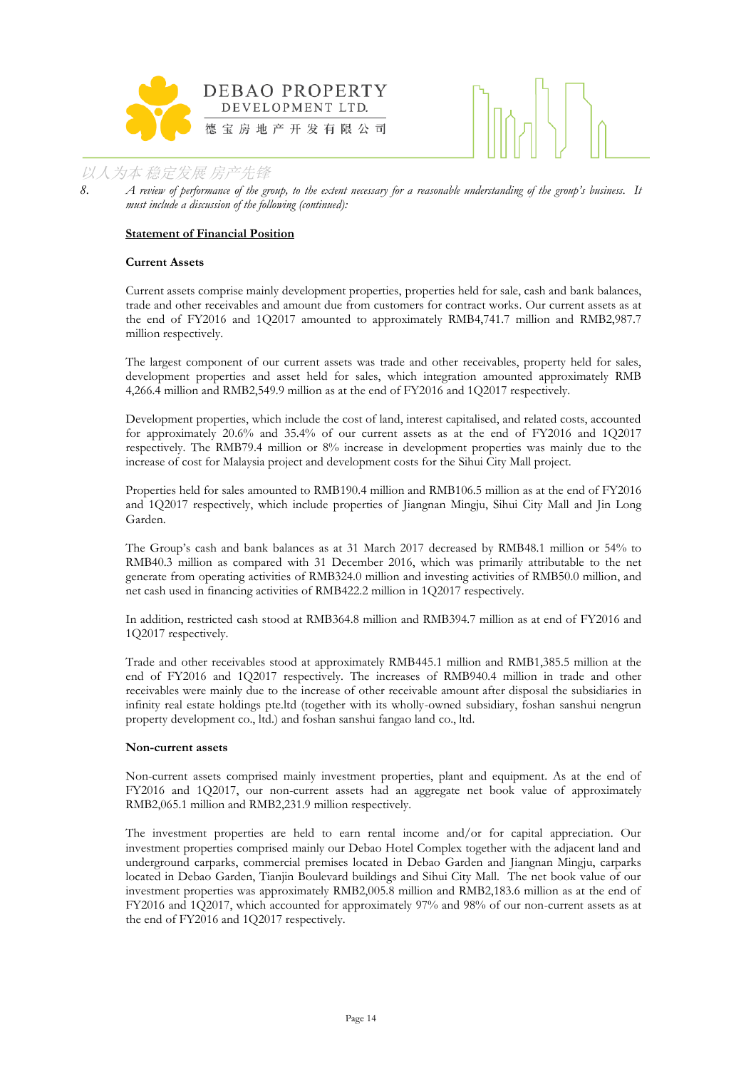8. *A review of performance of the group, to the extent necessary for a reasonable understanding of the group's business. It must include a discussion of the following (continued):*

**Statement of Financial Position**

**Current Assets**

Current assets comprise mainly development properties, properties held for sale, cash and bank balances, trade and other receivables and amount due from customers for contract works. Our current assets as at the end of FY2016 and 1Q2017 amounted to approximately RMB4,741.7 million and RMB2,987.7 million respectively.

The largest component of our current assets was trade and other receivables, property held for sales, development properties and asset held for sales, which integration amounted approximately RMB 4,266.4 million and RMB2,549.9 million as at the end of FY2016 and 1Q2017 respectively.

Development properties, which include the cost of land, interest capitalised, and related costs, accounted for approximately 20.6% and 35.4% of our current assets as at the end of FY2016 and 1Q2017 respectively. The RMB79.4 million or 8% increase in development properties was mainly due to the increase of cost for Malaysia project and development costs for the Sihui City Mall project.

Properties held for sales amounted to RMB190.4 million and RMB106.5 million as at the end of FY2016 and 1Q2017 respectively, which include properties of Jiangnan Mingju, Sihui City Mall and Jin Long Garden.

The Group's cash and bank balances as at 31 March 2017 decreased by RMB48.1 million or 54% to RMB40.3 million as compared with 31 December 2016, which was primarily attributable to the net generate from operating activities of RMB324.0 million and investing activities of RMB50.0 million, and net cash used in financing activities of RMB422.2 million in 1Q2017 respectively.

In addition, restricted cash stood at RMB364.8 million and RMB394.7 million as at end of FY2016 and 1Q2017 respectively.

Trade and other receivables stood at approximately RMB445.1 million and RMB1,385.5 million at the end of FY2016 and 1Q2017 respectively. The increases of RMB940.4 million in trade and other receivables were mainly due to the increase of other receivable amount after disposal the subsidiaries in infinity real estate holdings pte.ltd (together with its wholly-owned subsidiary, foshan sanshui nengrun property development co., ltd.) and foshan sanshui fangao land co., ltd.

**Non-current assets**

Non-current assets comprised mainly investment properties, plant and equipment. As at the end of FY2016 and 1Q2017, our non-current assets had an aggregate net book value of approximately RMB2,065.1 million and RMB2,231.9 million respectively.

The investment properties are held to earn rental income and/or for capital appreciation. Our investment properties comprised mainly our Debao Hotel Complex together with the adjacent land and underground carparks, commercial premises located in Debao Garden and Jiangnan Mingju, carparks located in Debao Garden, Tianjin Boulevard buildings and Sihui City Mall. The net book value of our investment properties was approximately RMB2,005.8 million and RMB2,183.6 million as at the end of FY2016 and 1Q2017, which accounted for approximately 97% and 98% of our non-current assets as at the end of FY2016 and 1Q2017 respectively.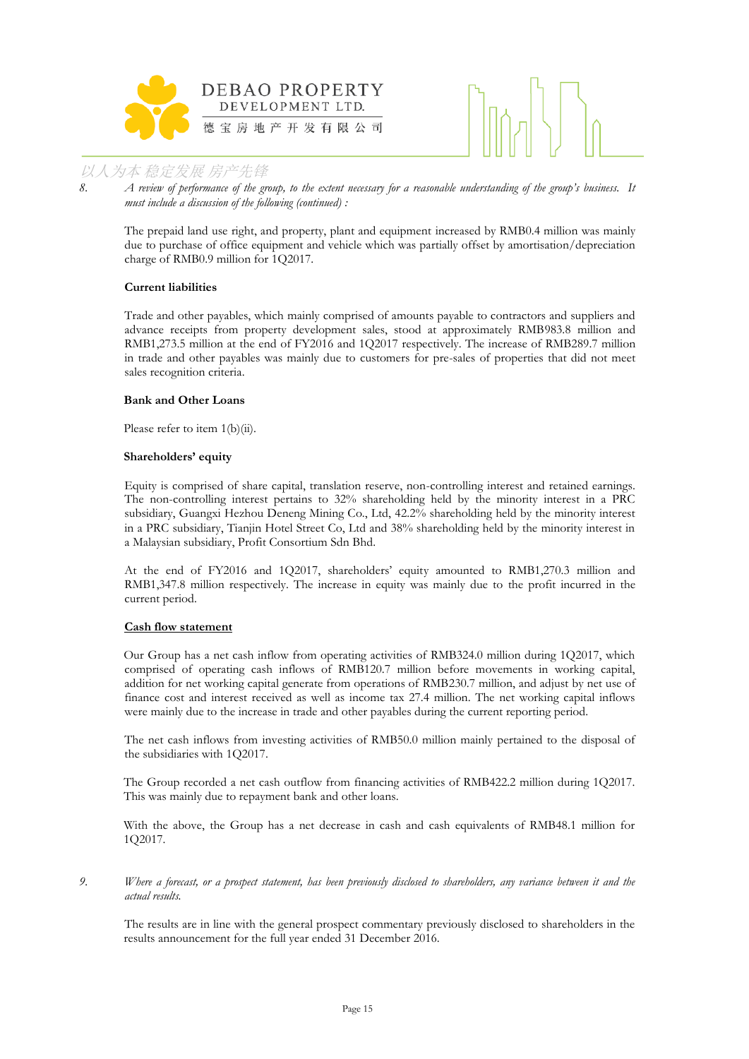8. *A review of performance of the group, to the extent necessary for a reasonable understanding of the group's business. It must include a discussion of the following (continued) :*

The prepaid land use right, and property, plant and equipment increased by RMB0.4 million was mainly due to purchase of office equipment and vehicle which was partially offset by amortisation/depreciation charge of RMB0.9 million for 1Q2017.

**Current liabilities**

Trade and other payables, which mainly comprised of amounts payable to contractors and suppliers and advance receipts from property development sales, stood at approximately RMB983.8 million and RMB1,273.5 million at the end of FY2016 and 1Q2017 respectively. The increase of RMB289.7 million in trade and other payables was mainly due to customers for pre-sales of properties that did not meet sales recognition criteria.

**Bank and Other Loans**

Please refer to item 1(b)(ii).

**Shareholders' equity**

Equity is comprised of share capital, translation reserve, non-controlling interest and retained earnings. The non-controlling interest pertains to 32% shareholding held by the minority interest in a PRC subsidiary, Guangxi Hezhou Deneng Mining Co., Ltd, 42.2% shareholding held by the minority interest in a PRC subsidiary, Tianjin Hotel Street Co, Ltd and 38% shareholding held by the minority interest in a Malaysian subsidiary, Profit Consortium Sdn Bhd.

At the end of FY2016 and 1Q2017, shareholders' equity amounted to RMB1,270.3 million and RMB1,347.8 million respectively. The increase in equity was mainly due to the profit incurred in the current period.

**<u>Cash flow statement</u>**

Our Group has a net cash inflow from operating activities of RMB324.0 million during 1Q2017, which comprised of operating cash inflows of RMB120.7 million before movements in working capital, addition for net working capital generate from operations of RMB230.7 million, and adjust by net use of finance cost and interest received as well as income tax 27.4 million. The net working capital inflows were mainly due to the increase in trade and other payables during the current reporting period.

The net cash inflows from investing activities of RMB50.0 million mainly pertained to the disposal of the subsidiaries with 1Q2017.

The Group recorded a net cash outflow from financing activities of RMB422.2 million during 1Q2017. This was mainly due to repayment bank and other loans.

With the above, the Group has a net decrease in cash and cash equivalents of RMB48.1 million for 1Q2017.

9. *Where a forecast, or a prospect statement, has been previously disclosed to shareholders, any variance between it and the actual results.*

The results are in line with the general prospect commentary previously disclosed to shareholders in the results announcement for the full year ended 31 December 2016.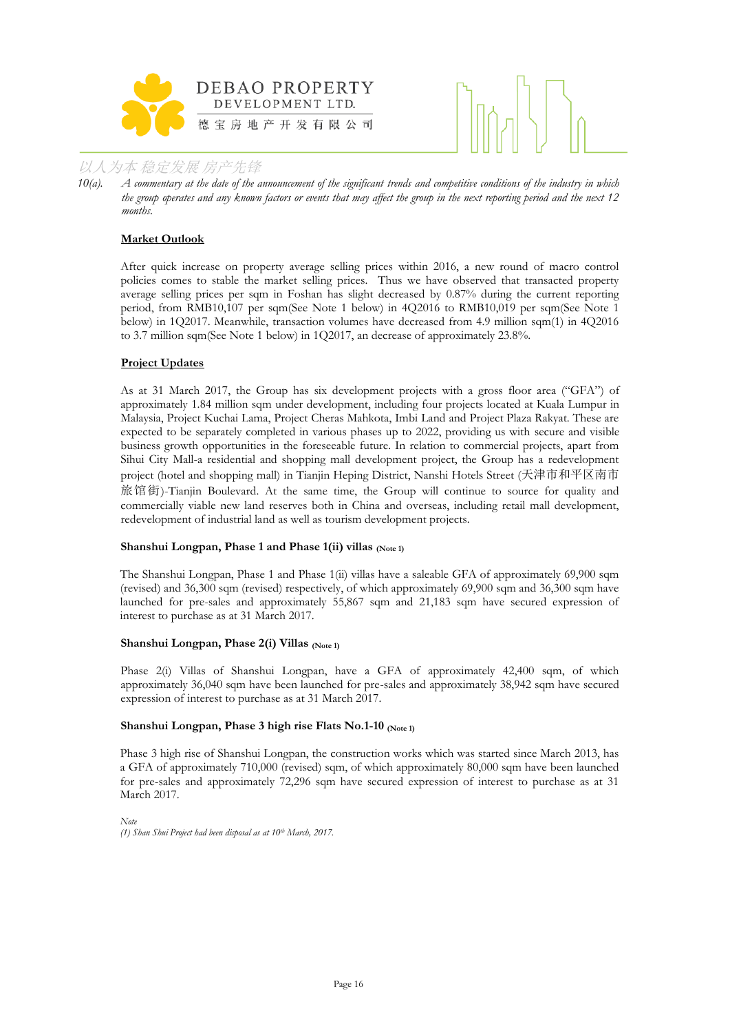10(a). *A commentary at the date of the announcement of the significant trends and competitive conditions of the industry in which the group operates and any known factors or events that may affect the group in the next reporting period and the next 12 months.*

**Market Outlook**

After quick increase on property average selling prices within 2016, a new round of macro control policies comes to stable the market selling prices. Thus we have observed that transacted property average selling prices per sqm in Foshan has slight decreased by 0.87% during the current reporting period, from RMB10,107 per sqm(See Note 1 below) in 4Q2016 to RMB10,019 per sqm(See Note 1 below) in 1Q2017. Meanwhile, transaction volumes have decreased from 4.9 million sqm(1) in 4Q2016 to 3.7 million sqm(See Note 1 below) in 1Q2017, an decrease of approximately 23.8%.

**Project Updates**

As at 31 March 2017, the Group has six development projects with a gross floor area ("GFA") of approximately 1.84 million sqm under development, including four projects located at Kuala Lumpur in Malaysia, Project Kuchai Lama, Project Cheras Mahkota, Imbi Land and Project Plaza Rakyat. These are expected to be separately completed in various phases up to 2022, providing us with secure and visible business growth opportunities in the foreseeable future. In relation to commercial projects, apart from Sihui City Mall-a residential and shopping mall development project, the Group has a redevelopment project (hotel and shopping mall) in Tianjin Heping District, Nanshi Hotels Street (天津市和平区南市旅馆街)-Tianjin Boulevard. At the same time, the Group will continue to source for quality and commercially viable new land reserves both in China and overseas, including retail mall development, redevelopment of industrial land as well as tourism development projects.

**Shanshui Longpan, Phase 1 and Phase 1(ii) villas** (Note 1)

The Shanshui Longpan, Phase 1 and Phase 1(ii) villas have a saleable GFA of approximately 69,900 sqm (revised) and 36,300 sqm (revised) respectively, of which approximately 69,900 sqm and 36,300 sqm have launched for pre-sales and approximately 55,867 sqm and 21,183 sqm have secured expression of interest to purchase as at 31 March 2017.

**Shanshui Longpan, Phase 2(i) Villas** (Note 1)

Phase 2(i) Villas of Shanshui Longpan, have a GFA of approximately 42,400 sqm, of which approximately 36,040 sqm have been launched for pre-sales and approximately 38,942 sqm have secured expression of interest to purchase as at 31 March 2017.

**Shanshui Longpan, Phase 3 high rise Flats No.1-10** (Note 1)

Phase 3 high rise of Shanshui Longpan, the construction works which was started since March 2013, has a GFA of approximately 710,000 (revised) sqm, of which approximately 80,000 sqm have been launched for pre-sales and approximately 72,296 sqm have secured expression of interest to purchase as at 31 March 2017.

*Note*
*(1) Shan Shui Project had been disposal as at 10th March, 2017.*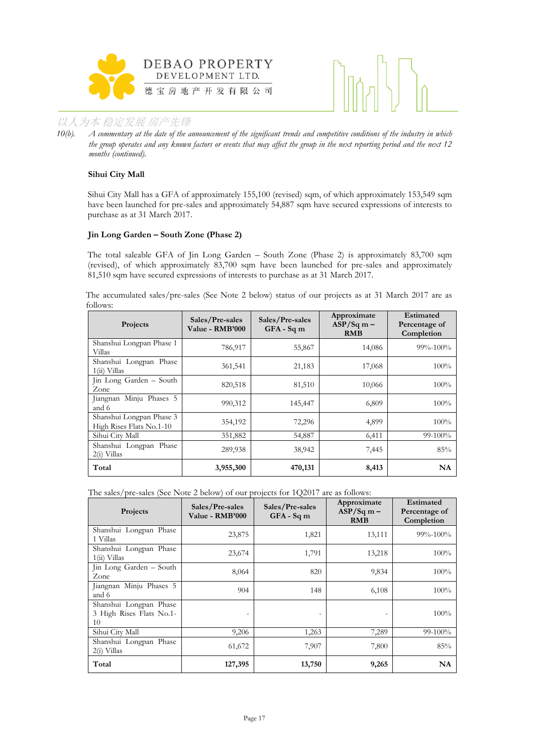10(b). *A commentary at the date of the announcement of the significant trends and competitive conditions of the industry in which the group operates and any known factors or events that may affect the group in the next reporting period and the next 12 months (continued).*

**Sihui City Mall**

Sihui City Mall has a GFA of approximately 155,100 (revised) sqm, of which approximately 153,549 sqm have been launched for pre-sales and approximately 54,887 sqm have secured expressions of interests to purchase as at 31 March 2017.

**Jin Long Garden – South Zone (Phase 2)**

The total saleable GFA of Jin Long Garden – South Zone (Phase 2) is approximately 83,700 sqm (revised), of which approximately 83,700 sqm have been launched for pre-sales and approximately 81,510 sqm have secured expressions of interests to purchase as at 31 March 2017.

The accumulated sales/pre-sales (See Note 2 below) status of our projects as at 31 March 2017 are as follows:

| Projects | Sales/Pre-sales Value - RMB'000 | Sales/Pre-sales GFA - Sq m | Approximate ASP/Sq m – RMB | Estimated Percentage of Completion |
|---|---|---|---|---|
| Shanshui Longpan Phase 1 Villas | 786,917 | 55,867 | 14,086 | 99%-100% |
| Shanshui Longpan Phase 1(ii) Villas | 361,541 | 21,183 | 17,068 | 100% |
| Jin Long Garden – South Zone | 820,518 | 81,510 | 10,066 | 100% |
| Jiangnan Minju Phases 5 and 6 | 990,312 | 145,447 | 6,809 | 100% |
| Shanshui Longpan Phase 3 High Rises Flats No.1-10 | 354,192 | 72,296 | 4,899 | 100% |
| Sihui City Mall | 351,882 | 54,887 | 6,411 | 99-100% |
| Shanshui Longpan Phase 2(i) Villas | 289,938 | 38,942 | 7,445 | 85% |
| **Total** | **3,955,300** | **470,131** | **8,413** | **NA** |

The sales/pre-sales (See Note 2 below) of our projects for 1Q2017 are as follows:

| Projects | Sales/Pre-sales Value - RMB'000 | Sales/Pre-sales GFA - Sq m | Approximate ASP/Sq m – RMB | Estimated Percentage of Completion |
|---|---|---|---|---|
| Shanshui Longpan Phase 1 Villas | 23,875 | 1,821 | 13,111 | 99%-100% |
| Shanshui Longpan Phase 1(ii) Villas | 23,674 | 1,791 | 13,218 | 100% |
| Jin Long Garden – South Zone | 8,064 | 820 | 9,834 | 100% |
| Jiangnan Minju Phases 5 and 6 | 904 | 148 | 6,108 | 100% |
| Shanshui Longpan Phase 3 High Rises Flats No.1-10 | - | - | - | 100% |
| Sihui City Mall | 9,206 | 1,263 | 7,289 | 99-100% |
| Shanshui Longpan Phase 2(i) Villas | 61,672 | 7,907 | 7,800 | 85% |
| **Total** | **127,395** | **13,750** | **9,265** | **NA** |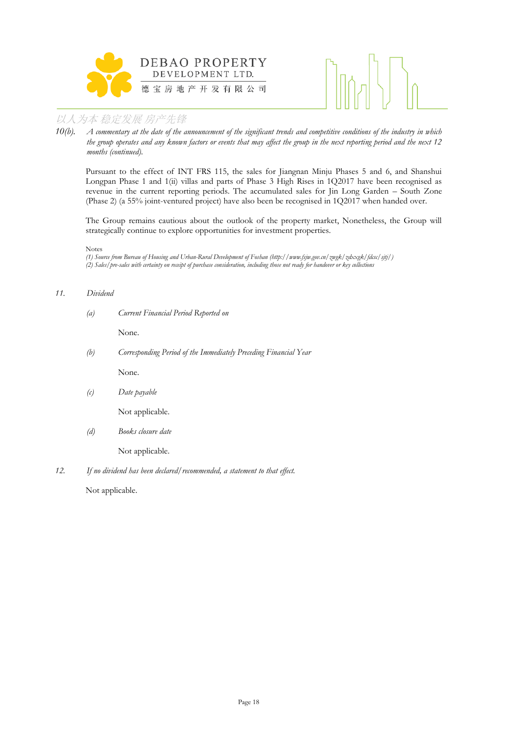10(b). *A commentary at the date of the announcement of the significant trends and competitive conditions of the industry in which the group operates and any known factors or events that may affect the group in the next reporting period and the next 12 months (continued).*

Pursuant to the effect of INT FRS 115, the sales for Jiangnan Minju Phases 5 and 6, and Shanshui Longpan Phase 1 and 1(ii) villas and parts of Phase 3 High Rises in 1Q2017 have been recognised as revenue in the current reporting periods. The accumulated sales for Jin Long Garden – South Zone (Phase 2) (a 55% joint-ventured project) have also been be recognised in 1Q2017 when handed over.

The Group remains cautious about the outlook of the property market, Nonetheless, the Group will strategically continue to explore opportunities for investment properties.

Notes
*(1) Source from Bureau of Housing and Urban-Rural Development of Foshan (http://www.fsjw.gov.cn/zwgk/zdxxgk/fdcsc/sjtj/)*
*(2) Sales/pre-sales with certainty on receipt of purchase consideration, including those not ready for handover or key collections*

11. *Dividend*

(a) *Current Financial Period Reported on*

None.

(b) *Corresponding Period of the Immediately Preceding Financial Year*

None.

(c) *Date payable*

Not applicable.

(d) *Books closure date*

Not applicable.

12. *If no dividend has been declared/recommended, a statement to that effect.*

Not applicable.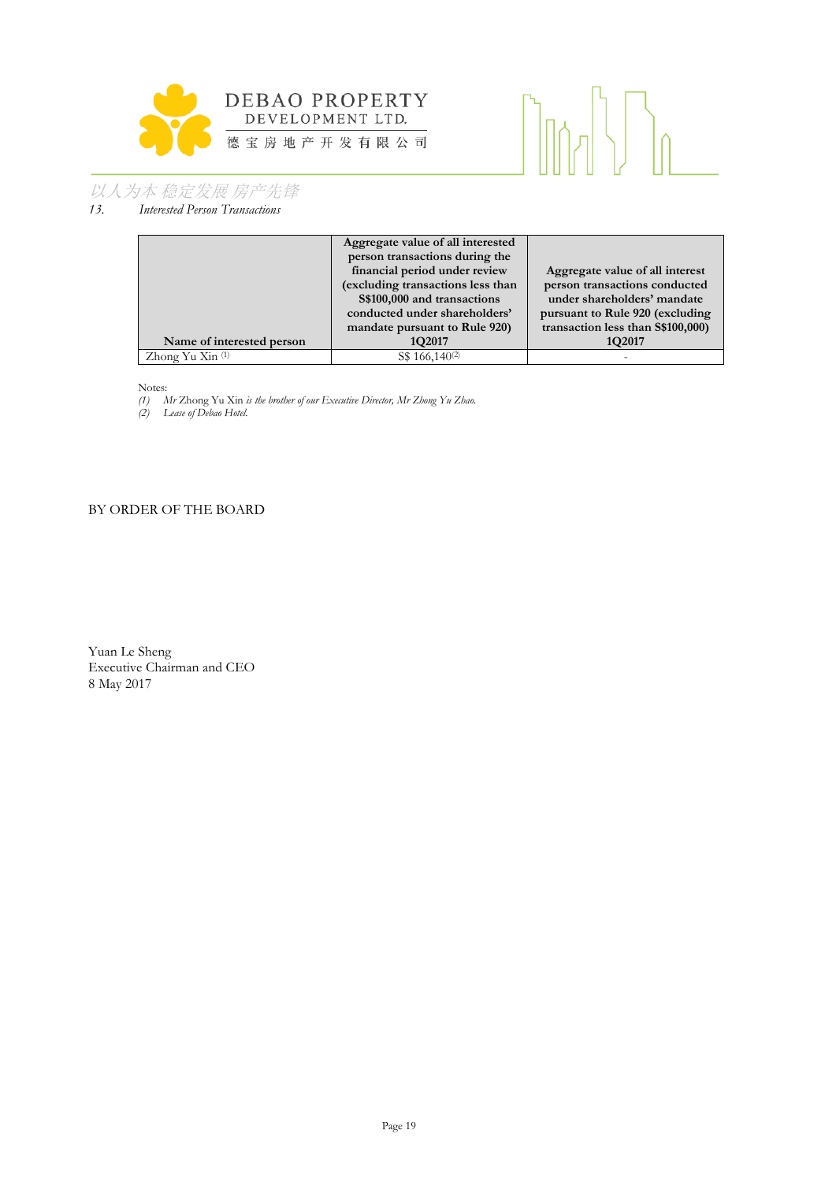*13. Interested Person Transactions*

| Name of interested person | Aggregate value of all interested person transactions during the financial period under review (excluding transactions less than S$100,000 and transactions conducted under shareholders' mandate pursuant to Rule 920) 1Q2017 | Aggregate value of all interest person transactions conducted under shareholders' mandate pursuant to Rule 920 (excluding transaction less than S$100,000) 1Q2017 |
|---|---|---|
| Zhong Yu Xin [(1)] | S$ 166,140[(2)] | - |

Notes:

*(1) Mr* Zhong Yu Xin *is the brother of our Executive Director, Mr Zhong Yu Zhao.*

*(2) Lease of Debao Hotel.*

BY ORDER OF THE BOARD

Yuan Le Sheng
Executive Chairman and CEO
8 May 2017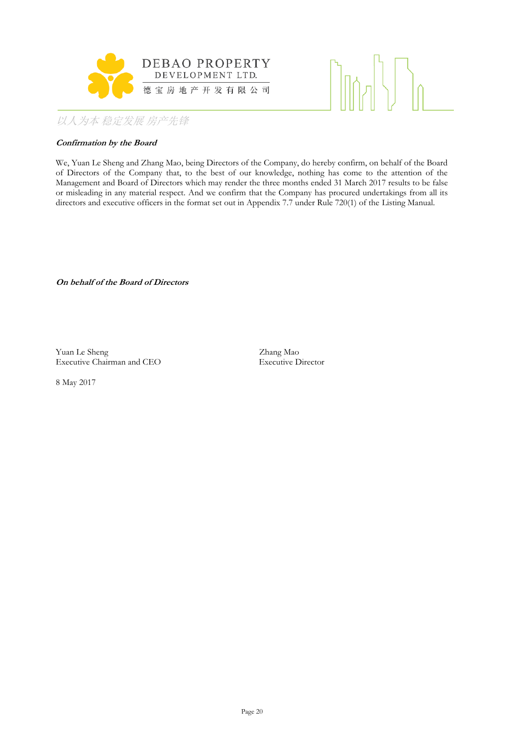DEBAO PROPERTY DEVELOPMENT LTD.
德宝房地产开发有限公司

以人为本 稳定发展 房产先锋

***Confirmation by the Board***

We, Yuan Le Sheng and Zhang Mao, being Directors of the Company, do hereby confirm, on behalf of the Board of Directors of the Company that, to the best of our knowledge, nothing has come to the attention of the Management and Board of Directors which may render the three months ended 31 March 2017 results to be false or misleading in any material respect. And we confirm that the Company has procured undertakings from all its directors and executive officers in the format set out in Appendix 7.7 under Rule 720(1) of the Listing Manual.

***On behalf of the Board of Directors***

Yuan Le Sheng
Executive Chairman and CEO

Zhang Mao
Executive Director

8 May 2017